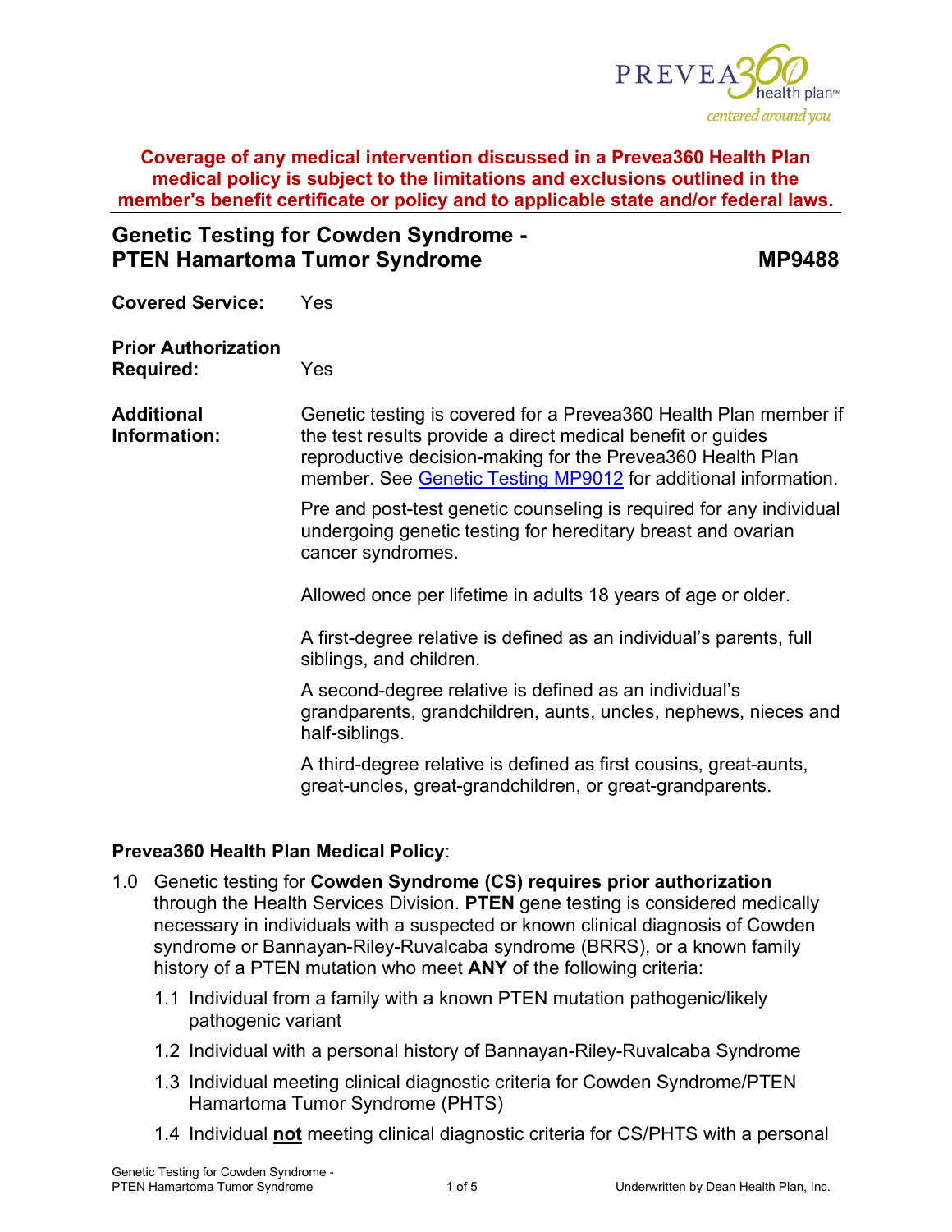**Coverage of any medical intervention discussed in a Prevea360 Health Plan medical policy is subject to the limitations and exclusions outlined in the member's benefit certificate or policy and to applicable state and/or federal laws.**

## Genetic Testing for Cowden Syndrome - PTEN Hamartoma Tumor Syndrome — MP9488

**Covered Service:** Yes

**Prior Authorization Required:** Yes

**Additional Information:** Genetic testing is covered for a Prevea360 Health Plan member if the test results provide a direct medical benefit or guides reproductive decision-making for the Prevea360 Health Plan member. See [Genetic Testing MP9012](#) for additional information.

Pre and post-test genetic counseling is required for any individual undergoing genetic testing for hereditary breast and ovarian cancer syndromes.

Allowed once per lifetime in adults 18 years of age or older.

A first-degree relative is defined as an individual's parents, full siblings, and children.

A second-degree relative is defined as an individual's grandparents, grandchildren, aunts, uncles, nephews, nieces and half-siblings.

A third-degree relative is defined as first cousins, great-aunts, great-uncles, great-grandchildren, or great-grandparents.

**Prevea360 Health Plan Medical Policy**:

1.0 Genetic testing for **Cowden Syndrome (CS) requires prior authorization** through the Health Services Division. **PTEN** gene testing is considered medically necessary in individuals with a suspected or known clinical diagnosis of Cowden syndrome or Bannayan-Riley-Ruvalcaba syndrome (BRRS), or a known family history of a PTEN mutation who meet **ANY** of the following criteria:

- 1.1 Individual from a family with a known PTEN mutation pathogenic/likely pathogenic variant
- 1.2 Individual with a personal history of Bannayan-Riley-Ruvalcaba Syndrome
- 1.3 Individual meeting clinical diagnostic criteria for Cowden Syndrome/PTEN Hamartoma Tumor Syndrome (PHTS)
- 1.4 Individual **not** meeting clinical diagnostic criteria for CS/PHTS with a personal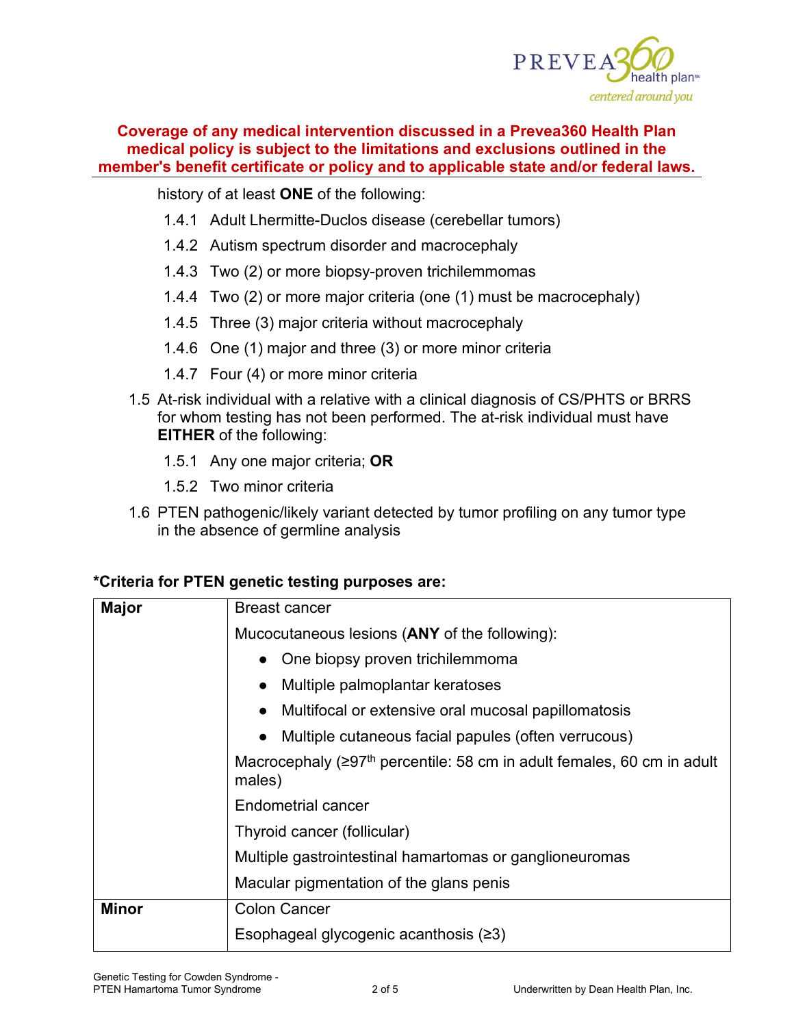**Coverage of any medical intervention discussed in a Prevea360 Health Plan medical policy is subject to the limitations and exclusions outlined in the member's benefit certificate or policy and to applicable state and/or federal laws.**

history of at least **ONE** of the following:

- 1.4.1 Adult Lhermitte-Duclos disease (cerebellar tumors)
- 1.4.2 Autism spectrum disorder and macrocephaly
- 1.4.3 Two (2) or more biopsy-proven trichilemmomas
- 1.4.4 Two (2) or more major criteria (one (1) must be macrocephaly)
- 1.4.5 Three (3) major criteria without macrocephaly
- 1.4.6 One (1) major and three (3) or more minor criteria
- 1.4.7 Four (4) or more minor criteria

1.5 At-risk individual with a relative with a clinical diagnosis of CS/PHTS or BRRS for whom testing has not been performed. The at-risk individual must have **EITHER** of the following:

- 1.5.1 Any one major criteria; **OR**
- 1.5.2 Two minor criteria

1.6 PTEN pathogenic/likely variant detected by tumor profiling on any tumor type in the absence of germline analysis

**\*Criteria for PTEN genetic testing purposes are:**

| | |
|---|---|
| **Major** | Breast cancer |
| | Mucocutaneous lesions (**ANY** of the following):<br>• One biopsy proven trichilemmoma<br>• Multiple palmoplantar keratoses<br>• Multifocal or extensive oral mucosal papillomatosis<br>• Multiple cutaneous facial papules (often verrucous) |
| | Macrocephaly (≥97$^{th}$ percentile: 58 cm in adult females, 60 cm in adult males) |
| | Endometrial cancer |
| | Thyroid cancer (follicular) |
| | Multiple gastrointestinal hamartomas or ganglioneuromas |
| | Macular pigmentation of the glans penis |
| **Minor** | Colon Cancer |
| | Esophageal glycogenic acanthosis (≥3) |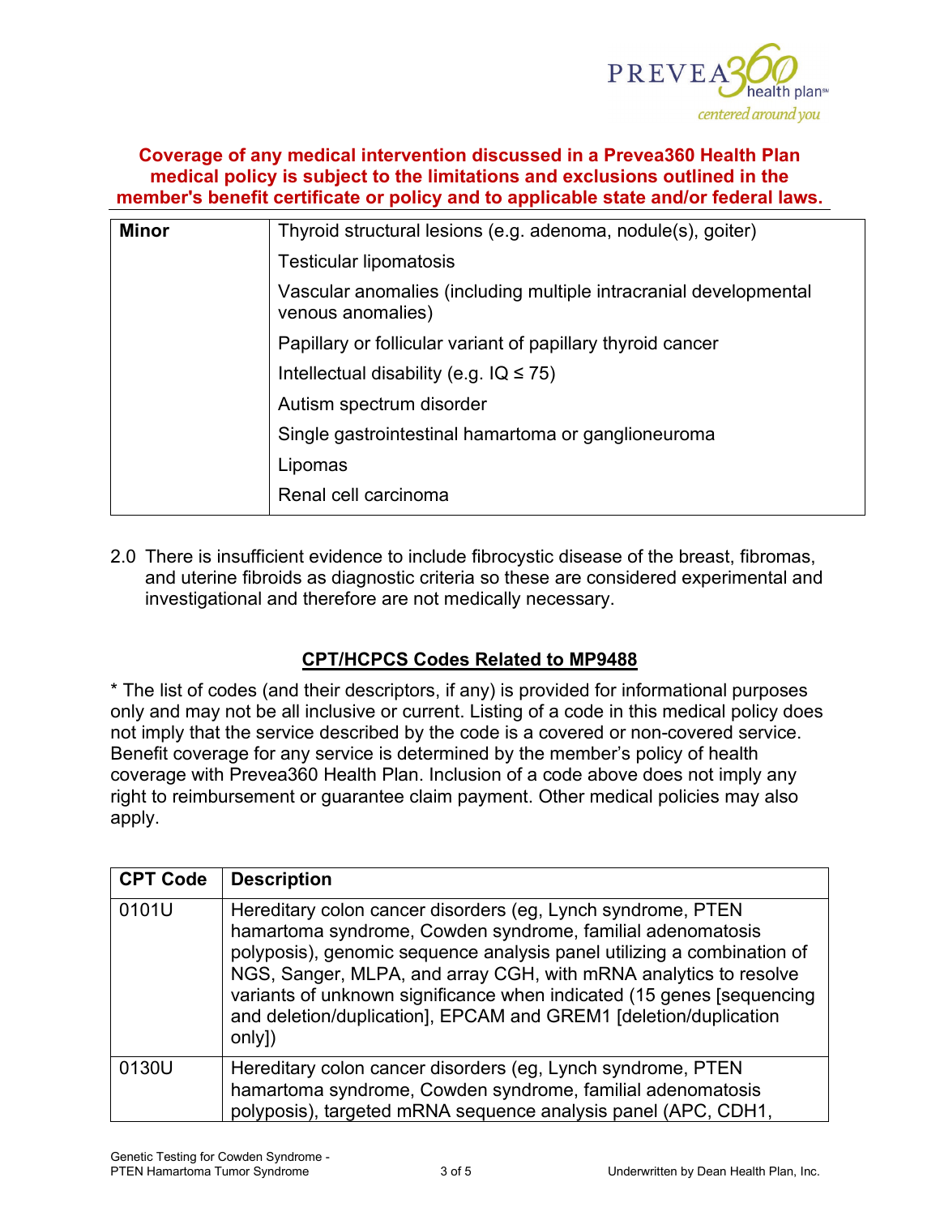**Coverage of any medical intervention discussed in a Prevea360 Health Plan medical policy is subject to the limitations and exclusions outlined in the member's benefit certificate or policy and to applicable state and/or federal laws.**

| | |
|---|---|
| **Minor** | Thyroid structural lesions (e.g. adenoma, nodule(s), goiter) |
| | Testicular lipomatosis |
| | Vascular anomalies (including multiple intracranial developmental venous anomalies) |
| | Papillary or follicular variant of papillary thyroid cancer |
| | Intellectual disability (e.g. IQ ≤ 75) |
| | Autism spectrum disorder |
| | Single gastrointestinal hamartoma or ganglioneuroma |
| | Lipomas |
| | Renal cell carcinoma |

2.0 There is insufficient evidence to include fibrocystic disease of the breast, fibromas, and uterine fibroids as diagnostic criteria so these are considered experimental and investigational and therefore are not medically necessary.

## CPT/HCPCS Codes Related to MP9488

* The list of codes (and their descriptors, if any) is provided for informational purposes only and may not be all inclusive or current. Listing of a code in this medical policy does not imply that the service described by the code is a covered or non-covered service. Benefit coverage for any service is determined by the member's policy of health coverage with Prevea360 Health Plan. Inclusion of a code above does not imply any right to reimbursement or guarantee claim payment. Other medical policies may also apply.

| CPT Code | Description |
|---|---|
| 0101U | Hereditary colon cancer disorders (eg, Lynch syndrome, PTEN hamartoma syndrome, Cowden syndrome, familial adenomatosis polyposis), genomic sequence analysis panel utilizing a combination of NGS, Sanger, MLPA, and array CGH, with mRNA analytics to resolve variants of unknown significance when indicated (15 genes [sequencing and deletion/duplication], EPCAM and GREM1 [deletion/duplication only]) |
| 0130U | Hereditary colon cancer disorders (eg, Lynch syndrome, PTEN hamartoma syndrome, Cowden syndrome, familial adenomatosis polyposis), targeted mRNA sequence analysis panel (APC, CDH1, |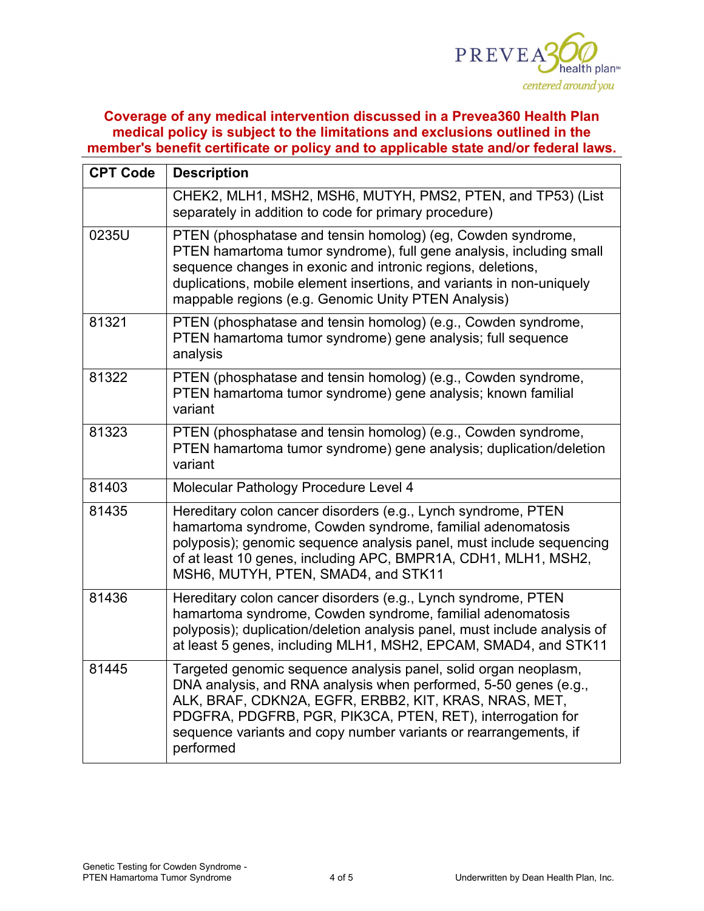**Coverage of any medical intervention discussed in a Prevea360 Health Plan medical policy is subject to the limitations and exclusions outlined in the member's benefit certificate or policy and to applicable state and/or federal laws.**

| CPT Code | Description |
|---|---|
| | CHEK2, MLH1, MSH2, MSH6, MUTYH, PMS2, PTEN, and TP53) (List separately in addition to code for primary procedure) |
| 0235U | PTEN (phosphatase and tensin homolog) (eg, Cowden syndrome, PTEN hamartoma tumor syndrome), full gene analysis, including small sequence changes in exonic and intronic regions, deletions, duplications, mobile element insertions, and variants in non-uniquely mappable regions (e.g. Genomic Unity PTEN Analysis) |
| 81321 | PTEN (phosphatase and tensin homolog) (e.g., Cowden syndrome, PTEN hamartoma tumor syndrome) gene analysis; full sequence analysis |
| 81322 | PTEN (phosphatase and tensin homolog) (e.g., Cowden syndrome, PTEN hamartoma tumor syndrome) gene analysis; known familial variant |
| 81323 | PTEN (phosphatase and tensin homolog) (e.g., Cowden syndrome, PTEN hamartoma tumor syndrome) gene analysis; duplication/deletion variant |
| 81403 | Molecular Pathology Procedure Level 4 |
| 81435 | Hereditary colon cancer disorders (e.g., Lynch syndrome, PTEN hamartoma syndrome, Cowden syndrome, familial adenomatosis polyposis); genomic sequence analysis panel, must include sequencing of at least 10 genes, including APC, BMPR1A, CDH1, MLH1, MSH2, MSH6, MUTYH, PTEN, SMAD4, and STK11 |
| 81436 | Hereditary colon cancer disorders (e.g., Lynch syndrome, PTEN hamartoma syndrome, Cowden syndrome, familial adenomatosis polyposis); duplication/deletion analysis panel, must include analysis of at least 5 genes, including MLH1, MSH2, EPCAM, SMAD4, and STK11 |
| 81445 | Targeted genomic sequence analysis panel, solid organ neoplasm, DNA analysis, and RNA analysis when performed, 5-50 genes (e.g., ALK, BRAF, CDKN2A, EGFR, ERBB2, KIT, KRAS, NRAS, MET, PDGFRA, PDGFRB, PGR, PIK3CA, PTEN, RET), interrogation for sequence variants and copy number variants or rearrangements, if performed |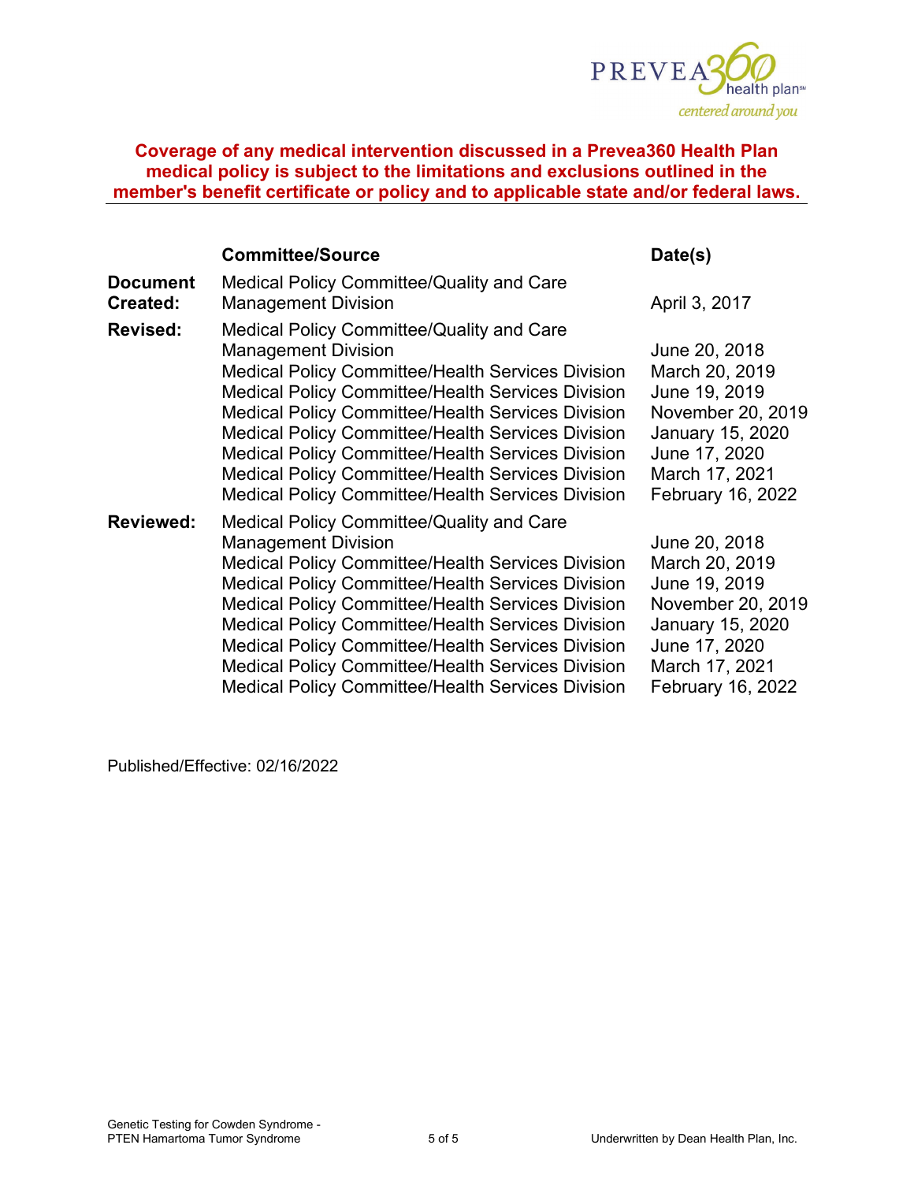**Coverage of any medical intervention discussed in a Prevea360 Health Plan medical policy is subject to the limitations and exclusions outlined in the member's benefit certificate or policy and to applicable state and/or federal laws.**

| | Committee/Source | Date(s) |
|---|---|---|
| **Document Created:** | Medical Policy Committee/Quality and Care Management Division | April 3, 2017 |
| **Revised:** | Medical Policy Committee/Quality and Care Management Division | June 20, 2018 |
| | Medical Policy Committee/Health Services Division | March 20, 2019 |
| | Medical Policy Committee/Health Services Division | June 19, 2019 |
| | Medical Policy Committee/Health Services Division | November 20, 2019 |
| | Medical Policy Committee/Health Services Division | January 15, 2020 |
| | Medical Policy Committee/Health Services Division | June 17, 2020 |
| | Medical Policy Committee/Health Services Division | March 17, 2021 |
| | Medical Policy Committee/Health Services Division | February 16, 2022 |
| **Reviewed:** | Medical Policy Committee/Quality and Care Management Division | June 20, 2018 |
| | Medical Policy Committee/Health Services Division | March 20, 2019 |
| | Medical Policy Committee/Health Services Division | June 19, 2019 |
| | Medical Policy Committee/Health Services Division | November 20, 2019 |
| | Medical Policy Committee/Health Services Division | January 15, 2020 |
| | Medical Policy Committee/Health Services Division | June 17, 2020 |
| | Medical Policy Committee/Health Services Division | March 17, 2021 |
| | Medical Policy Committee/Health Services Division | February 16, 2022 |

Published/Effective: 02/16/2022